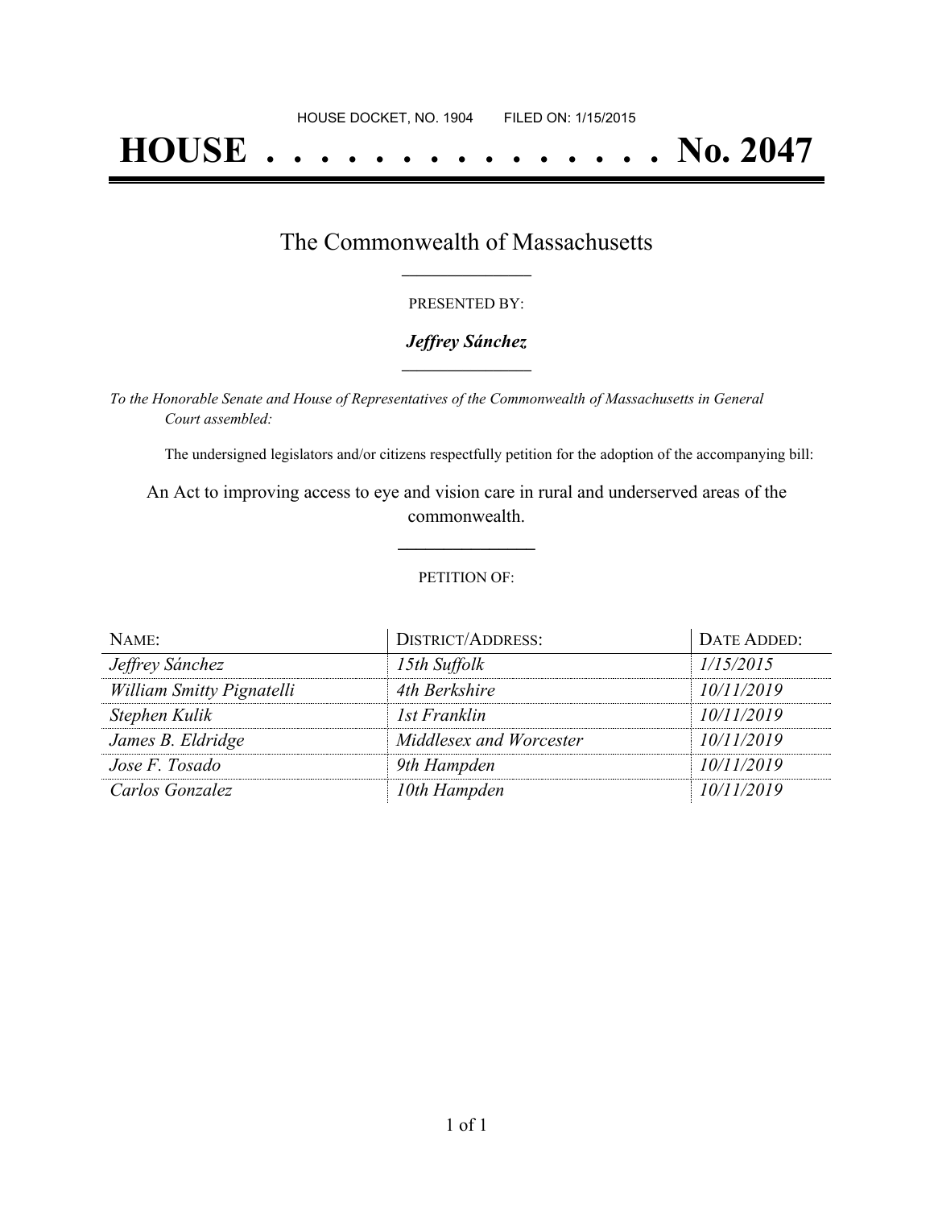HOUSE DOCKET, NO. 1904        FILED ON: 1/15/2015

# HOUSE . . . . . . . . . . . . . . . No. 2047

## The Commonwealth of Massachusetts

PRESENTED BY:

***Jeffrey Sánchez***

*To the Honorable Senate and House of Representatives of the Commonwealth of Massachusetts in General Court assembled:*

The undersigned legislators and/or citizens respectfully petition for the adoption of the accompanying bill:

An Act to improving access to eye and vision care in rural and underserved areas of the commonwealth.

PETITION OF:

| NAME: | DISTRICT/ADDRESS: | DATE ADDED: |
|---|---|---|
| *Jeffrey Sánchez* | *15th Suffolk* | *1/15/2015* |
| *William Smitty Pignatelli* | *4th Berkshire* | *10/11/2019* |
| *Stephen Kulik* | *1st Franklin* | *10/11/2019* |
| *James B. Eldridge* | *Middlesex and Worcester* | *10/11/2019* |
| *Jose F. Tosado* | *9th Hampden* | *10/11/2019* |
| *Carlos Gonzalez* | *10th Hampden* | *10/11/2019* |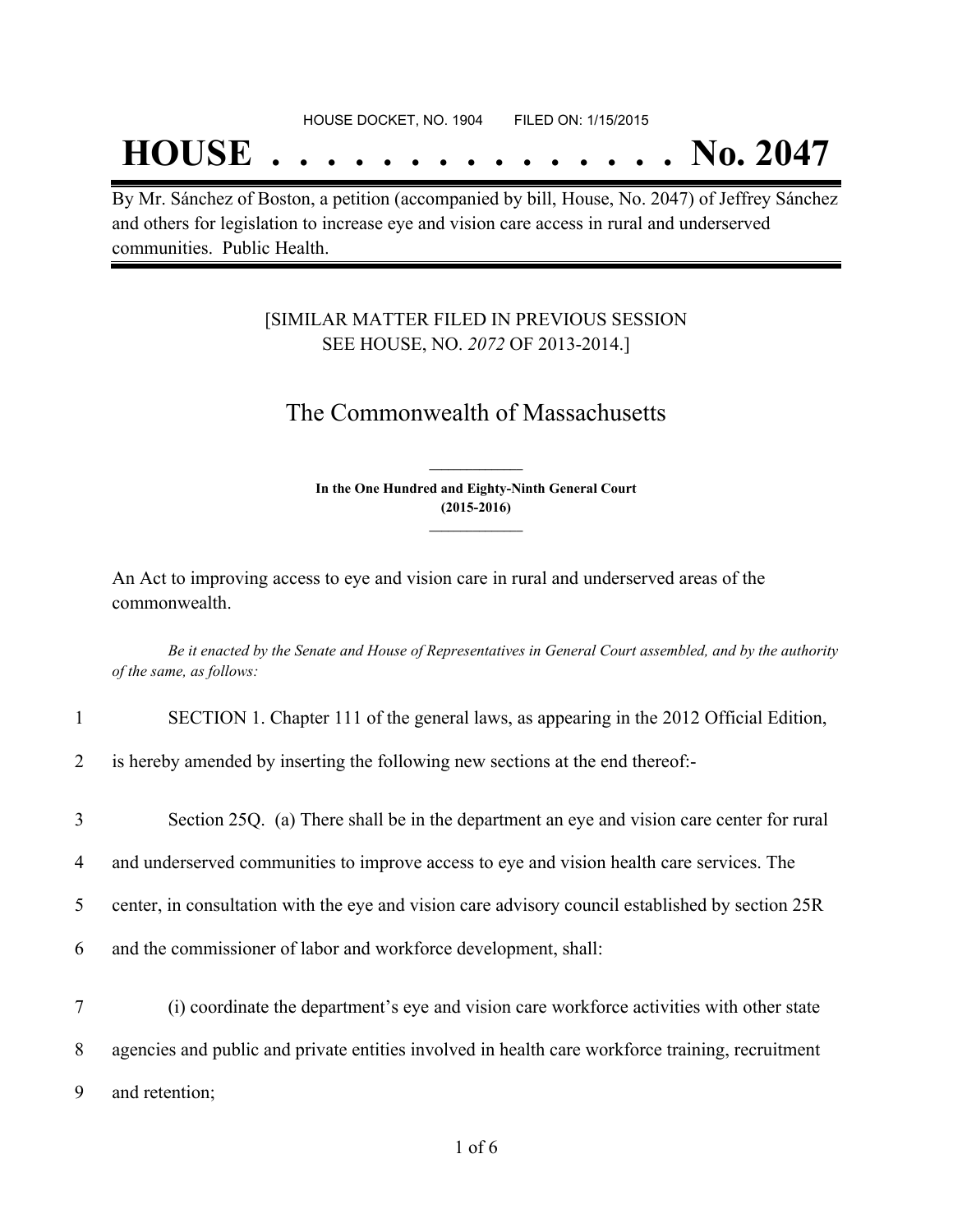HOUSE DOCKET, NO. 1904 FILED ON: 1/15/2015

# HOUSE . . . . . . . . . . . . . . . No. 2047

By Mr. Sánchez of Boston, a petition (accompanied by bill, House, No. 2047) of Jeffrey Sánchez and others for legislation to increase eye and vision care access in rural and underserved communities. Public Health.

[SIMILAR MATTER FILED IN PREVIOUS SESSION SEE HOUSE, NO. *2072* OF 2013-2014.]

## The Commonwealth of Massachusetts

**In the One Hundred and Eighty-Ninth General Court (2015-2016)**

An Act to improving access to eye and vision care in rural and underserved areas of the commonwealth.

*Be it enacted by the Senate and House of Representatives in General Court assembled, and by the authority of the same, as follows:*

1 SECTION 1. Chapter 111 of the general laws, as appearing in the 2012 Official Edition,
2 is hereby amended by inserting the following new sections at the end thereof:-

3 Section 25Q. (a) There shall be in the department an eye and vision care center for rural
4 and underserved communities to improve access to eye and vision health care services. The
5 center, in consultation with the eye and vision care advisory council established by section 25R
6 and the commissioner of labor and workforce development, shall:

7 (i) coordinate the department's eye and vision care workforce activities with other state
8 agencies and public and private entities involved in health care workforce training, recruitment
9 and retention;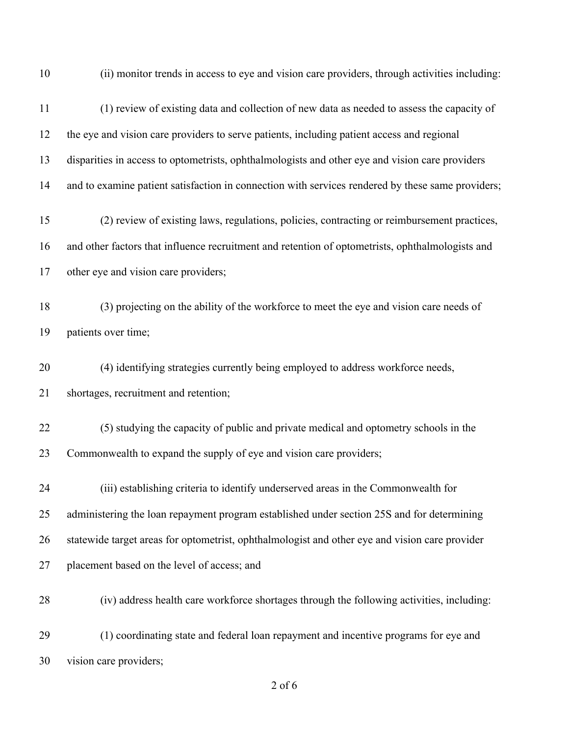(ii) monitor trends in access to eye and vision care providers, through activities including:

(1) review of existing data and collection of new data as needed to assess the capacity of the eye and vision care providers to serve patients, including patient access and regional disparities in access to optometrists, ophthalmologists and other eye and vision care providers and to examine patient satisfaction in connection with services rendered by these same providers;

(2) review of existing laws, regulations, policies, contracting or reimbursement practices, and other factors that influence recruitment and retention of optometrists, ophthalmologists and other eye and vision care providers;

(3) projecting on the ability of the workforce to meet the eye and vision care needs of patients over time;

(4) identifying strategies currently being employed to address workforce needs, shortages, recruitment and retention;

(5) studying the capacity of public and private medical and optometry schools in the Commonwealth to expand the supply of eye and vision care providers;

(iii) establishing criteria to identify underserved areas in the Commonwealth for administering the loan repayment program established under section 25S and for determining statewide target areas for optometrist, ophthalmologist and other eye and vision care provider placement based on the level of access; and

(iv) address health care workforce shortages through the following activities, including:

(1) coordinating state and federal loan repayment and incentive programs for eye and vision care providers;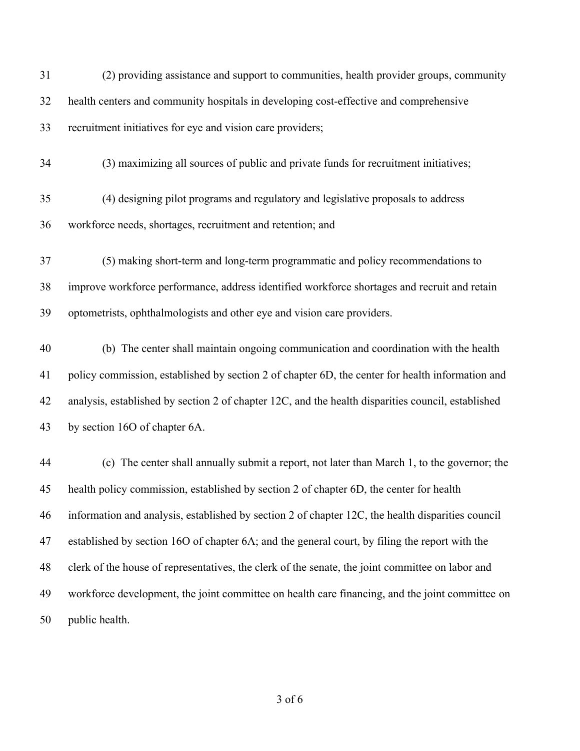(2) providing assistance and support to communities, health provider groups, community health centers and community hospitals in developing cost-effective and comprehensive recruitment initiatives for eye and vision care providers;

(3) maximizing all sources of public and private funds for recruitment initiatives;

(4) designing pilot programs and regulatory and legislative proposals to address workforce needs, shortages, recruitment and retention; and

(5) making short-term and long-term programmatic and policy recommendations to improve workforce performance, address identified workforce shortages and recruit and retain optometrists, ophthalmologists and other eye and vision care providers.

(b) The center shall maintain ongoing communication and coordination with the health policy commission, established by section 2 of chapter 6D, the center for health information and analysis, established by section 2 of chapter 12C, and the health disparities council, established by section 16O of chapter 6A.

(c) The center shall annually submit a report, not later than March 1, to the governor; the health policy commission, established by section 2 of chapter 6D, the center for health information and analysis, established by section 2 of chapter 12C, the health disparities council established by section 16O of chapter 6A; and the general court, by filing the report with the clerk of the house of representatives, the clerk of the senate, the joint committee on labor and workforce development, the joint committee on health care financing, and the joint committee on public health.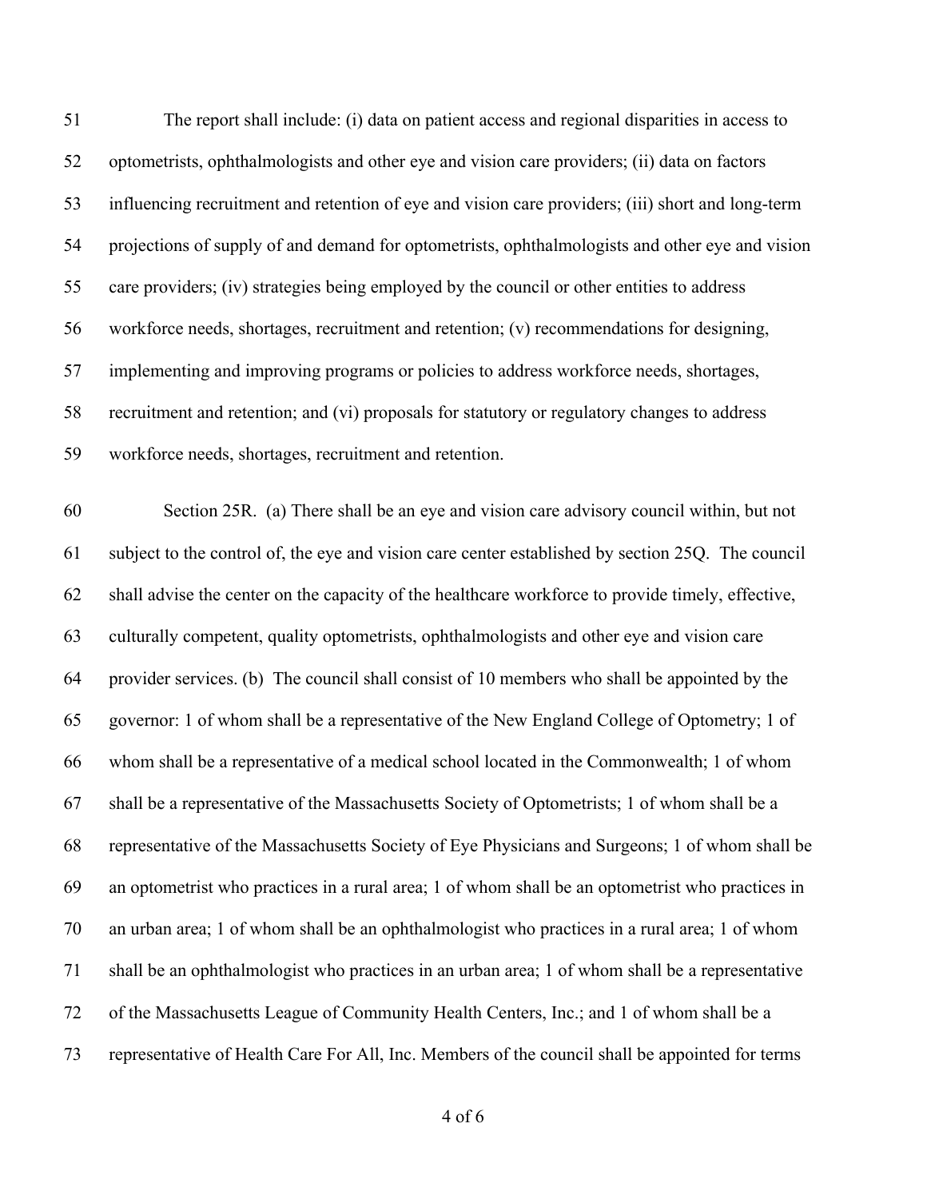The report shall include: (i) data on patient access and regional disparities in access to optometrists, ophthalmologists and other eye and vision care providers; (ii) data on factors influencing recruitment and retention of eye and vision care providers; (iii) short and long-term projections of supply of and demand for optometrists, ophthalmologists and other eye and vision care providers; (iv) strategies being employed by the council or other entities to address workforce needs, shortages, recruitment and retention; (v) recommendations for designing, implementing and improving programs or policies to address workforce needs, shortages, recruitment and retention; and (vi) proposals for statutory or regulatory changes to address workforce needs, shortages, recruitment and retention.

Section 25R. (a) There shall be an eye and vision care advisory council within, but not subject to the control of, the eye and vision care center established by section 25Q. The council shall advise the center on the capacity of the healthcare workforce to provide timely, effective, culturally competent, quality optometrists, ophthalmologists and other eye and vision care provider services. (b) The council shall consist of 10 members who shall be appointed by the governor: 1 of whom shall be a representative of the New England College of Optometry; 1 of whom shall be a representative of a medical school located in the Commonwealth; 1 of whom shall be a representative of the Massachusetts Society of Optometrists; 1 of whom shall be a representative of the Massachusetts Society of Eye Physicians and Surgeons; 1 of whom shall be an optometrist who practices in a rural area; 1 of whom shall be an optometrist who practices in an urban area; 1 of whom shall be an ophthalmologist who practices in a rural area; 1 of whom shall be an ophthalmologist who practices in an urban area; 1 of whom shall be a representative of the Massachusetts League of Community Health Centers, Inc.; and 1 of whom shall be a representative of Health Care For All, Inc. Members of the council shall be appointed for terms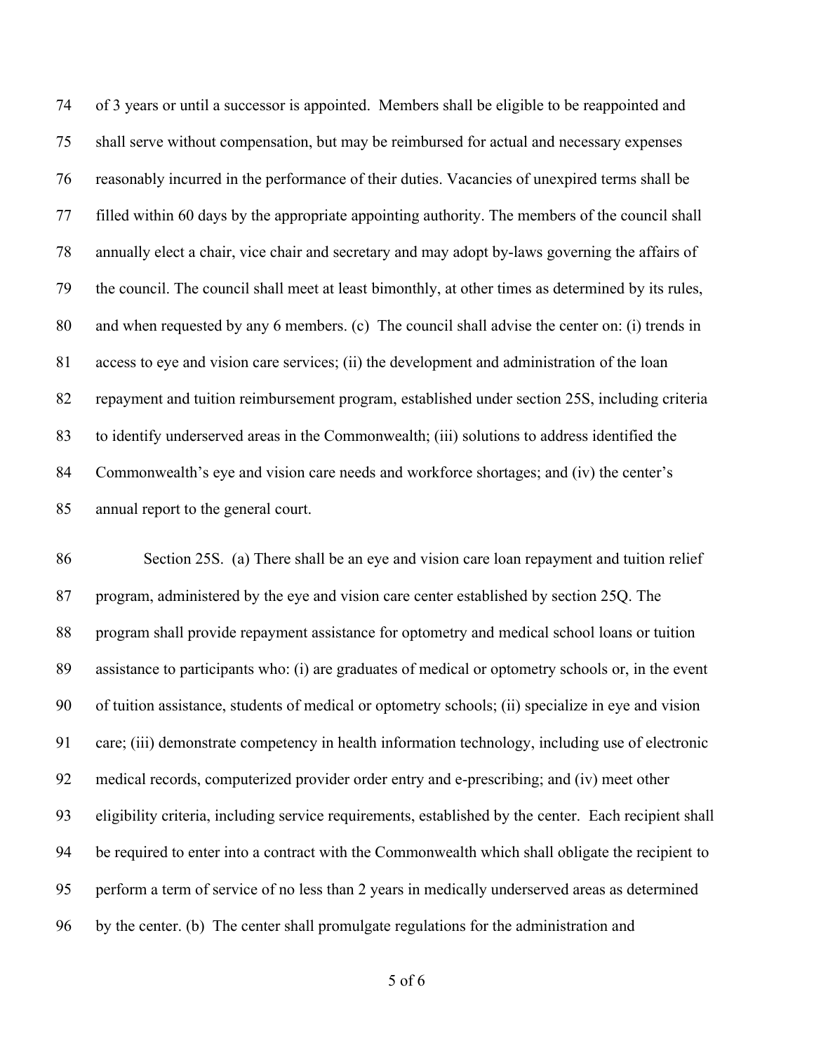of 3 years or until a successor is appointed. Members shall be eligible to be reappointed and shall serve without compensation, but may be reimbursed for actual and necessary expenses reasonably incurred in the performance of their duties. Vacancies of unexpired terms shall be filled within 60 days by the appropriate appointing authority. The members of the council shall annually elect a chair, vice chair and secretary and may adopt by-laws governing the affairs of the council. The council shall meet at least bimonthly, at other times as determined by its rules, and when requested by any 6 members. (c) The council shall advise the center on: (i) trends in access to eye and vision care services; (ii) the development and administration of the loan repayment and tuition reimbursement program, established under section 25S, including criteria to identify underserved areas in the Commonwealth; (iii) solutions to address identified the Commonwealth's eye and vision care needs and workforce shortages; and (iv) the center's annual report to the general court.

Section 25S. (a) There shall be an eye and vision care loan repayment and tuition relief program, administered by the eye and vision care center established by section 25Q. The program shall provide repayment assistance for optometry and medical school loans or tuition assistance to participants who: (i) are graduates of medical or optometry schools or, in the event of tuition assistance, students of medical or optometry schools; (ii) specialize in eye and vision care; (iii) demonstrate competency in health information technology, including use of electronic medical records, computerized provider order entry and e-prescribing; and (iv) meet other eligibility criteria, including service requirements, established by the center. Each recipient shall be required to enter into a contract with the Commonwealth which shall obligate the recipient to perform a term of service of no less than 2 years in medically underserved areas as determined by the center. (b) The center shall promulgate regulations for the administration and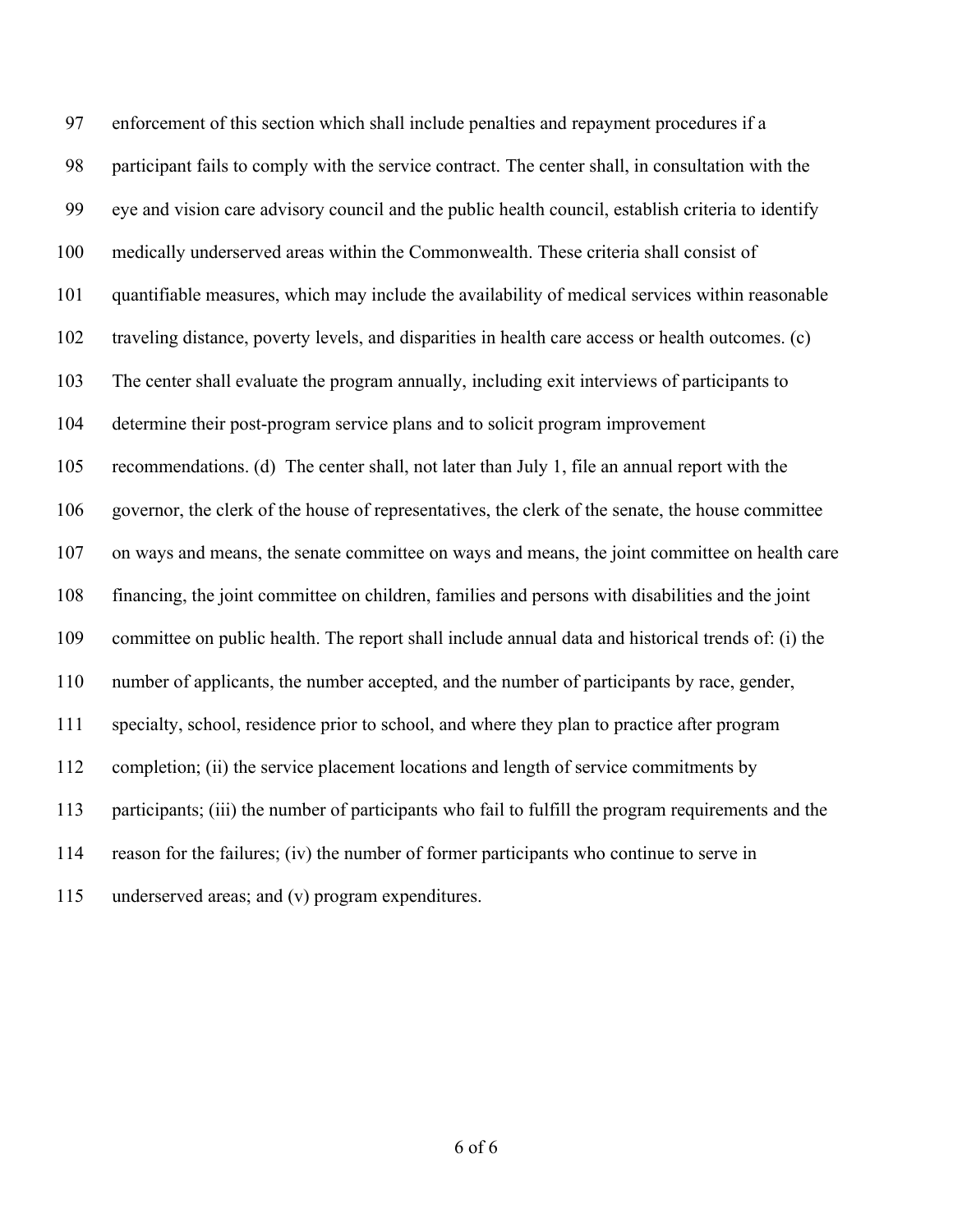enforcement of this section which shall include penalties and repayment procedures if a participant fails to comply with the service contract. The center shall, in consultation with the eye and vision care advisory council and the public health council, establish criteria to identify medically underserved areas within the Commonwealth. These criteria shall consist of quantifiable measures, which may include the availability of medical services within reasonable traveling distance, poverty levels, and disparities in health care access or health outcomes. (c) The center shall evaluate the program annually, including exit interviews of participants to determine their post-program service plans and to solicit program improvement recommendations. (d) The center shall, not later than July 1, file an annual report with the governor, the clerk of the house of representatives, the clerk of the senate, the house committee on ways and means, the senate committee on ways and means, the joint committee on health care financing, the joint committee on children, families and persons with disabilities and the joint committee on public health. The report shall include annual data and historical trends of: (i) the number of applicants, the number accepted, and the number of participants by race, gender, specialty, school, residence prior to school, and where they plan to practice after program completion; (ii) the service placement locations and length of service commitments by participants; (iii) the number of participants who fail to fulfill the program requirements and the reason for the failures; (iv) the number of former participants who continue to serve in underserved areas; and (v) program expenditures.